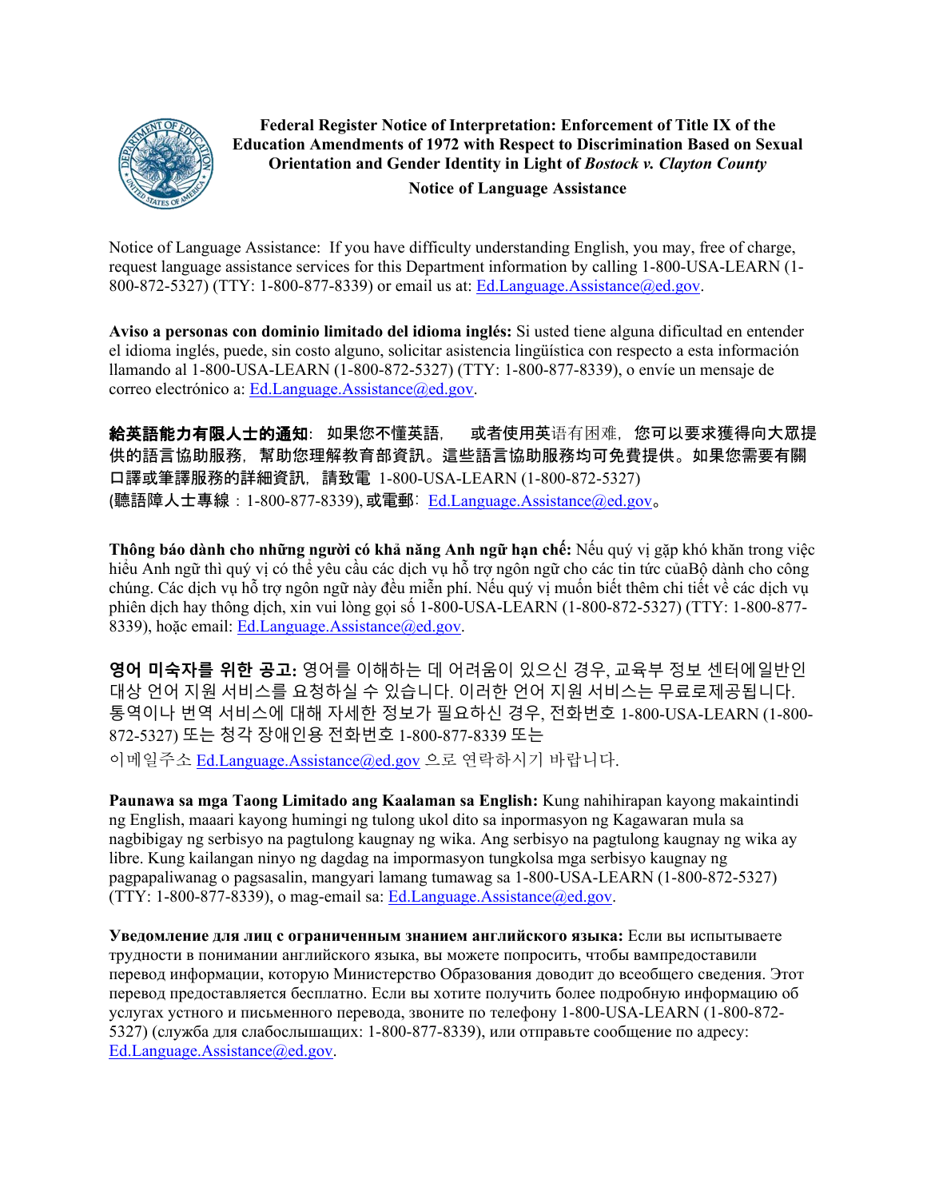# Federal Register Notice of Interpretation: Enforcement of Title IX of the Education Amendments of 1972 with Respect to Discrimination Based on Sexual Orientation and Gender Identity in Light of *Bostock v. Clayton County*

## Notice of Language Assistance

Notice of Language Assistance: If you have difficulty understanding English, you may, free of charge, request language assistance services for this Department information by calling 1-800-USA-LEARN (1-800-872-5327) (TTY: 1-800-877-8339) or email us at: Ed.Language.Assistance@ed.gov.

**Aviso a personas con dominio limitado del idioma inglés:** Si usted tiene alguna dificultad en entender el idioma inglés, puede, sin costo alguno, solicitar asistencia lingüística con respecto a esta información llamando al 1-800-USA-LEARN (1-800-872-5327) (TTY: 1-800-877-8339), o envíe un mensaje de correo electrónico a: Ed.Language.Assistance@ed.gov.

**給英語能力有限人士的通知**： 如果您不懂英語， 或者使用英语有困难，您可以要求獲得向大眾提供的語言協助服務，幫助您理解教育部資訊。這些語言協助服務均可免費提供。如果您需要有關口譯或筆譯服務的詳細資訊，請致電 1-800-USA-LEARN (1-800-872-5327) (聽語障人士專線：1-800-877-8339), 或電郵：Ed.Language.Assistance@ed.gov。

**Thông báo dành cho những người có khả năng Anh ngữ hạn chế:** Nếu quý vị gặp khó khăn trong việc hiểu Anh ngữ thì quý vị có thể yêu cầu các dịch vụ hỗ trợ ngôn ngữ cho các tin tức củaBộ dành cho công chúng. Các dịch vụ hỗ trợ ngôn ngữ này đều miễn phí. Nếu quý vị muốn biết thêm chi tiết về các dịch vụ phiên dịch hay thông dịch, xin vui lòng gọi số 1-800-USA-LEARN (1-800-872-5327) (TTY: 1-800-877-8339), hoặc email: Ed.Language.Assistance@ed.gov.

**영어 미숙자를 위한 공고:** 영어를 이해하는 데 어려움이 있으신 경우, 교육부 정보 센터에일반인 대상 언어 지원 서비스를 요청하실 수 있습니다. 이러한 언어 지원 서비스는 무료로제공됩니다. 통역이나 번역 서비스에 대해 자세한 정보가 필요하신 경우, 전화번호 1-800-USA-LEARN (1-800-872-5327) 또는 청각 장애인용 전화번호 1-800-877-8339 또는 이메일주소 Ed.Language.Assistance@ed.gov 으로 연락하시기 바랍니다.

**Paunawa sa mga Taong Limitado ang Kaalaman sa English:** Kung nahihirapan kayong makaintindi ng English, maaari kayong humingi ng tulong ukol dito sa inpormasyon ng Kagawaran mula sa nagbibigay ng serbisyo na pagtulong kaugnay ng wika. Ang serbisyo na pagtulong kaugnay ng wika ay libre. Kung kailangan ninyo ng dagdag na impormasyon tungkolsa mga serbisyo kaugnay ng pagpapaliwanag o pagsasalin, mangyari lamang tumawag sa 1-800-USA-LEARN (1-800-872-5327) (TTY: 1-800-877-8339), o mag-email sa: Ed.Language.Assistance@ed.gov.

**Уведомление для лиц с ограниченным знанием английского языка:** Если вы испытываете трудности в понимании английского языка, вы можете попросить, чтобы вампредоставили перевод информации, которую Министерство Образования доводит до всеобщего сведения. Этот перевод предоставляется бесплатно. Если вы хотите получить более подробную информацию об услугах устного и письменного перевода, звоните по телефону 1-800-USA-LEARN (1-800-872-5327) (служба для слабослышащих: 1-800-877-8339), или отправьте сообщение по адресу: Ed.Language.Assistance@ed.gov.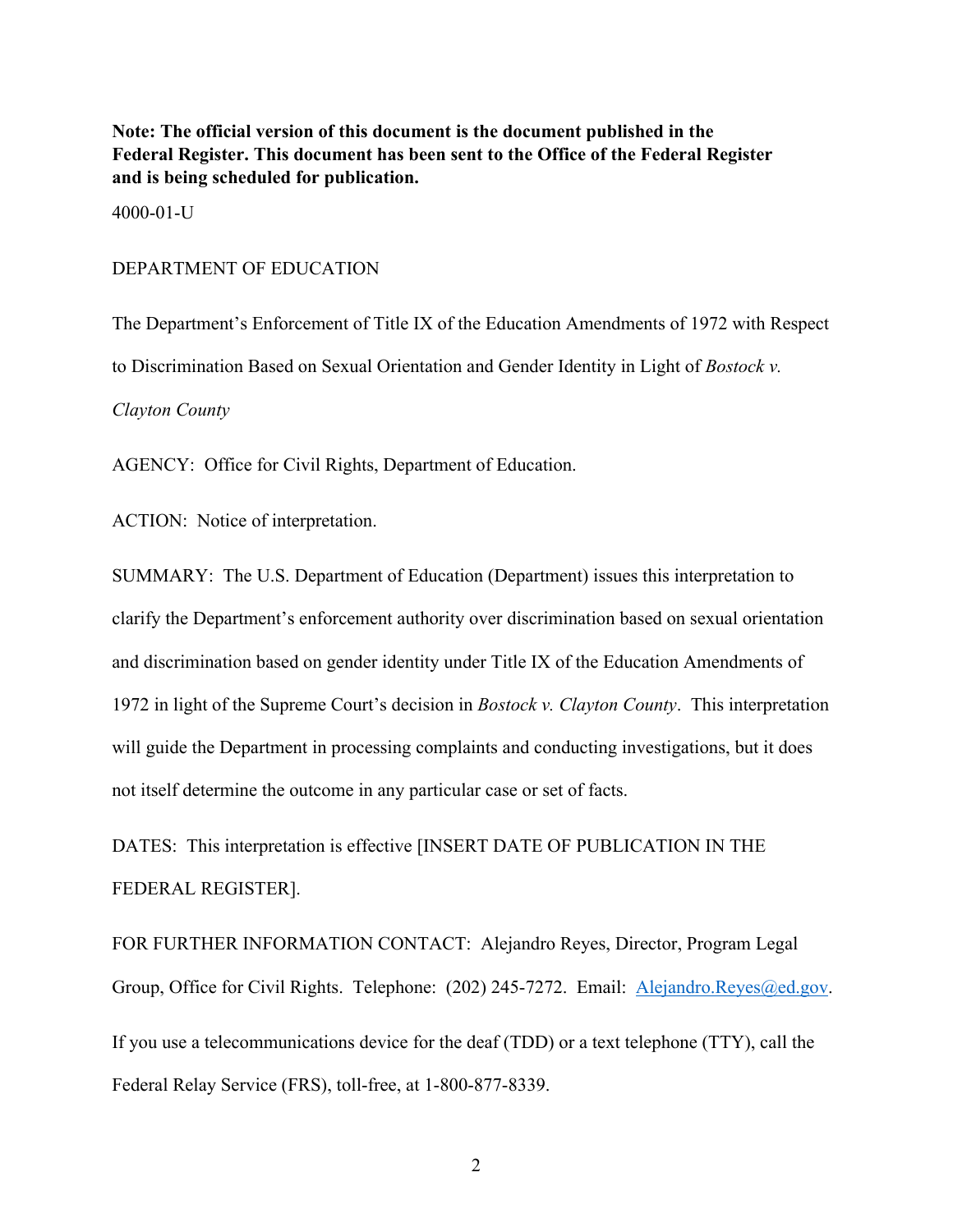**Note: The official version of this document is the document published in the Federal Register. This document has been sent to the Office of the Federal Register and is being scheduled for publication.**

4000-01-U

DEPARTMENT OF EDUCATION

The Department's Enforcement of Title IX of the Education Amendments of 1972 with Respect to Discrimination Based on Sexual Orientation and Gender Identity in Light of *Bostock v. Clayton County*

AGENCY: Office for Civil Rights, Department of Education.

ACTION: Notice of interpretation.

SUMMARY: The U.S. Department of Education (Department) issues this interpretation to clarify the Department's enforcement authority over discrimination based on sexual orientation and discrimination based on gender identity under Title IX of the Education Amendments of 1972 in light of the Supreme Court's decision in *Bostock v. Clayton County*. This interpretation will guide the Department in processing complaints and conducting investigations, but it does not itself determine the outcome in any particular case or set of facts.

DATES: This interpretation is effective [INSERT DATE OF PUBLICATION IN THE FEDERAL REGISTER].

FOR FURTHER INFORMATION CONTACT: Alejandro Reyes, Director, Program Legal Group, Office for Civil Rights. Telephone: (202) 245-7272. Email: Alejandro.Reyes@ed.gov.

If you use a telecommunications device for the deaf (TDD) or a text telephone (TTY), call the Federal Relay Service (FRS), toll-free, at 1-800-877-8339.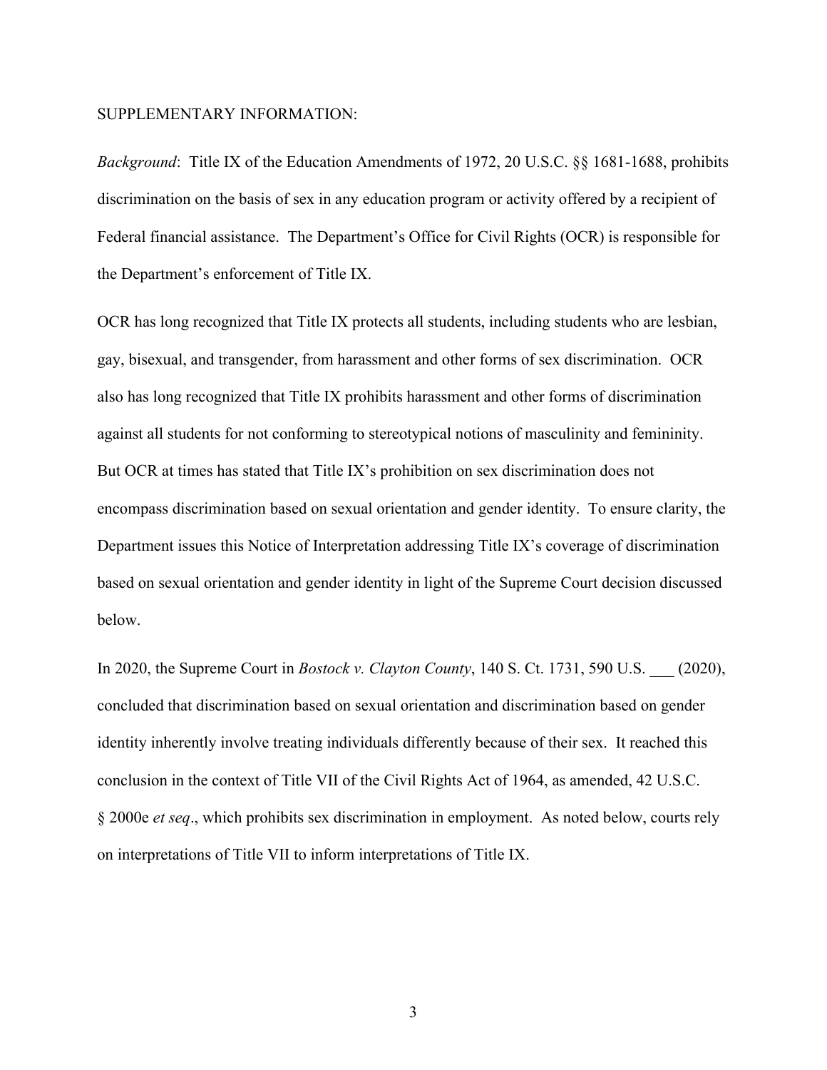SUPPLEMENTARY INFORMATION:

*Background*: Title IX of the Education Amendments of 1972, 20 U.S.C. §§ 1681-1688, prohibits discrimination on the basis of sex in any education program or activity offered by a recipient of Federal financial assistance. The Department's Office for Civil Rights (OCR) is responsible for the Department's enforcement of Title IX.

OCR has long recognized that Title IX protects all students, including students who are lesbian, gay, bisexual, and transgender, from harassment and other forms of sex discrimination. OCR also has long recognized that Title IX prohibits harassment and other forms of discrimination against all students for not conforming to stereotypical notions of masculinity and femininity. But OCR at times has stated that Title IX's prohibition on sex discrimination does not encompass discrimination based on sexual orientation and gender identity. To ensure clarity, the Department issues this Notice of Interpretation addressing Title IX's coverage of discrimination based on sexual orientation and gender identity in light of the Supreme Court decision discussed below.

In 2020, the Supreme Court in *Bostock v. Clayton County*, 140 S. Ct. 1731, 590 U.S. ___ (2020), concluded that discrimination based on sexual orientation and discrimination based on gender identity inherently involve treating individuals differently because of their sex. It reached this conclusion in the context of Title VII of the Civil Rights Act of 1964, as amended, 42 U.S.C. § 2000e *et seq*., which prohibits sex discrimination in employment. As noted below, courts rely on interpretations of Title VII to inform interpretations of Title IX.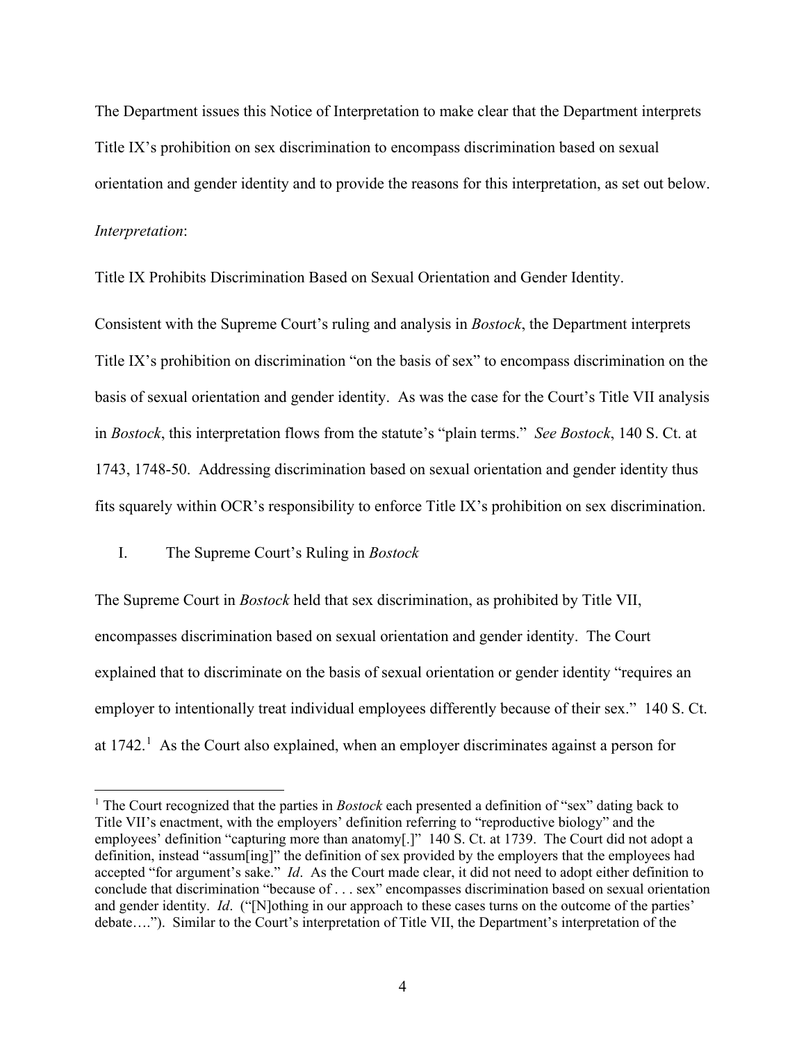The Department issues this Notice of Interpretation to make clear that the Department interprets Title IX's prohibition on sex discrimination to encompass discrimination based on sexual orientation and gender identity and to provide the reasons for this interpretation, as set out below.

*Interpretation*:

Title IX Prohibits Discrimination Based on Sexual Orientation and Gender Identity.

Consistent with the Supreme Court's ruling and analysis in *Bostock*, the Department interprets Title IX's prohibition on discrimination "on the basis of sex" to encompass discrimination on the basis of sexual orientation and gender identity. As was the case for the Court's Title VII analysis in *Bostock*, this interpretation flows from the statute's "plain terms." *See Bostock*, 140 S. Ct. at 1743, 1748-50. Addressing discrimination based on sexual orientation and gender identity thus fits squarely within OCR's responsibility to enforce Title IX's prohibition on sex discrimination.

## I. The Supreme Court's Ruling in *Bostock*

The Supreme Court in *Bostock* held that sex discrimination, as prohibited by Title VII, encompasses discrimination based on sexual orientation and gender identity. The Court explained that to discriminate on the basis of sexual orientation or gender identity "requires an employer to intentionally treat individual employees differently because of their sex." 140 S. Ct. at 1742.[1] As the Court also explained, when an employer discriminates against a person for

[1] The Court recognized that the parties in *Bostock* each presented a definition of "sex" dating back to Title VII's enactment, with the employers' definition referring to "reproductive biology" and the employees' definition "capturing more than anatomy[.]" 140 S. Ct. at 1739. The Court did not adopt a definition, instead "assum[ing]" the definition of sex provided by the employers that the employees had accepted "for argument's sake." *Id*. As the Court made clear, it did not need to adopt either definition to conclude that discrimination "because of . . . sex" encompasses discrimination based on sexual orientation and gender identity. *Id*. ("[N]othing in our approach to these cases turns on the outcome of the parties' debate…."). Similar to the Court's interpretation of Title VII, the Department's interpretation of the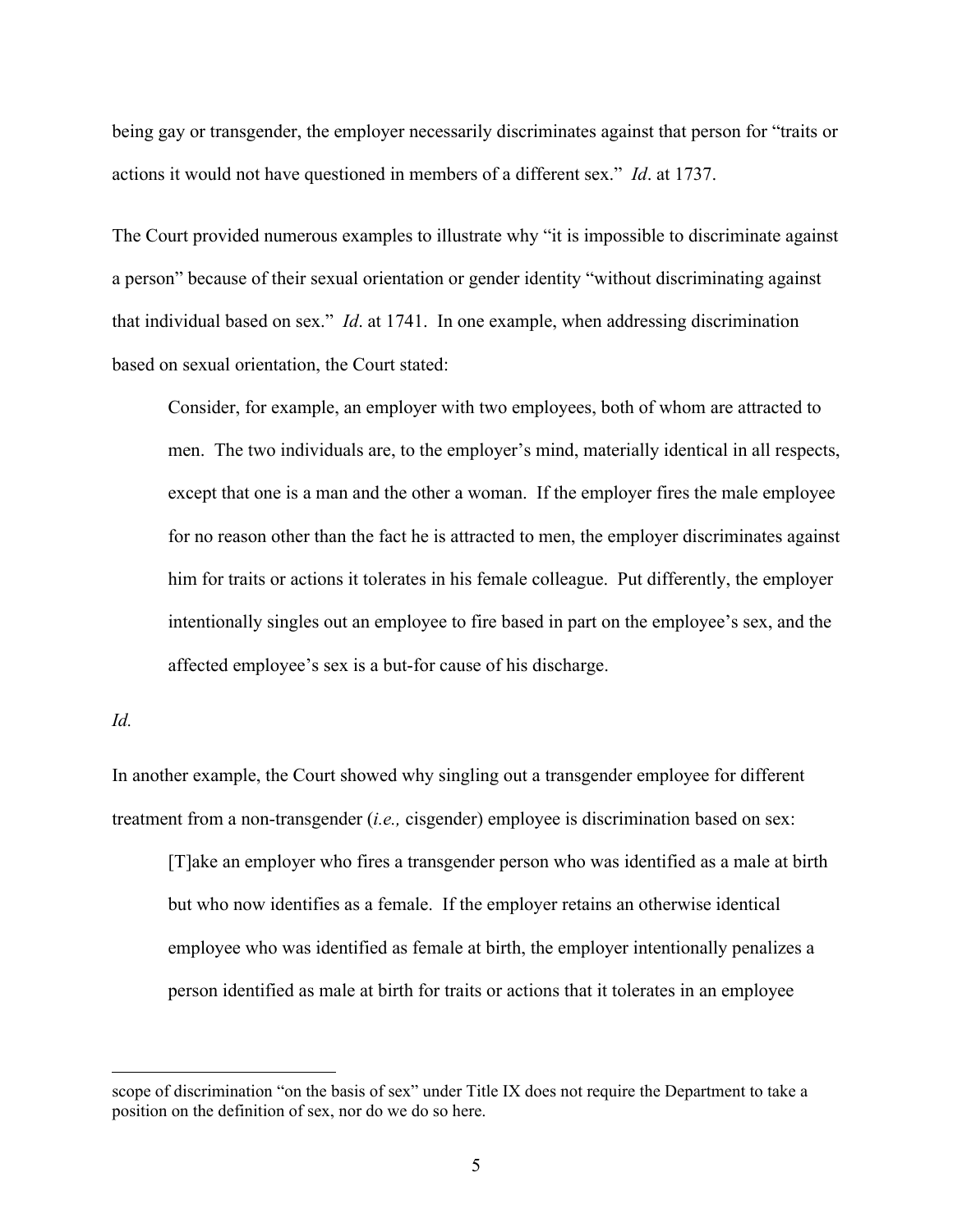being gay or transgender, the employer necessarily discriminates against that person for "traits or actions it would not have questioned in members of a different sex." *Id*. at 1737.

The Court provided numerous examples to illustrate why "it is impossible to discriminate against a person" because of their sexual orientation or gender identity "without discriminating against that individual based on sex." *Id*. at 1741. In one example, when addressing discrimination based on sexual orientation, the Court stated:

> Consider, for example, an employer with two employees, both of whom are attracted to men. The two individuals are, to the employer's mind, materially identical in all respects, except that one is a man and the other a woman. If the employer fires the male employee for no reason other than the fact he is attracted to men, the employer discriminates against him for traits or actions it tolerates in his female colleague. Put differently, the employer intentionally singles out an employee to fire based in part on the employee's sex, and the affected employee's sex is a but-for cause of his discharge.

*Id.*

In another example, the Court showed why singling out a transgender employee for different treatment from a non-transgender (*i.e.,* cisgender) employee is discrimination based on sex:

> [T]ake an employer who fires a transgender person who was identified as a male at birth but who now identifies as a female. If the employer retains an otherwise identical employee who was identified as female at birth, the employer intentionally penalizes a person identified as male at birth for traits or actions that it tolerates in an employee

---

scope of discrimination "on the basis of sex" under Title IX does not require the Department to take a position on the definition of sex, nor do we do so here.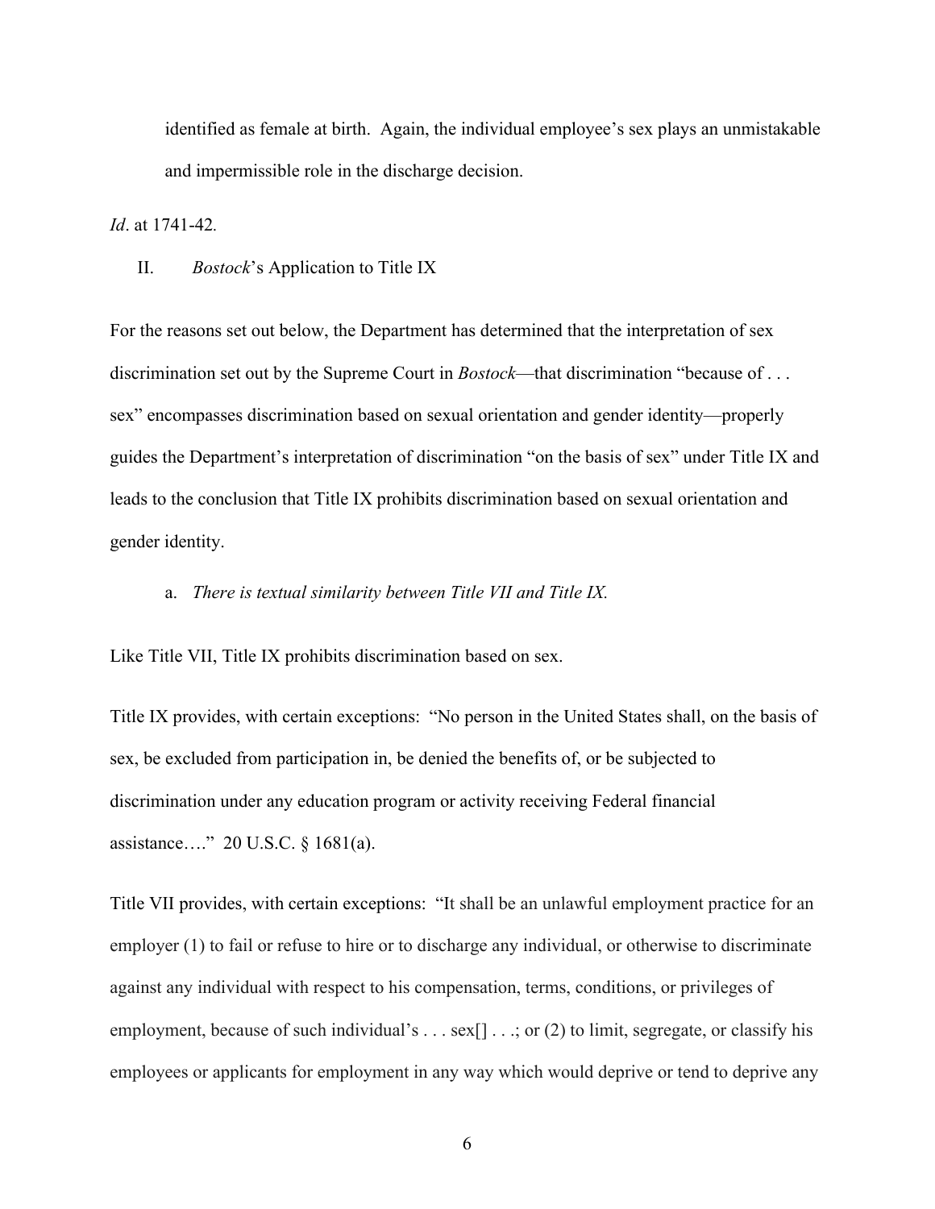> identified as female at birth. Again, the individual employee's sex plays an unmistakable and impermissible role in the discharge decision.

*Id*. at 1741-42.

## II. *Bostock*'s Application to Title IX

For the reasons set out below, the Department has determined that the interpretation of sex discrimination set out by the Supreme Court in *Bostock*—that discrimination "because of . . . sex" encompasses discrimination based on sexual orientation and gender identity—properly guides the Department's interpretation of discrimination "on the basis of sex" under Title IX and leads to the conclusion that Title IX prohibits discrimination based on sexual orientation and gender identity.

### a. *There is textual similarity between Title VII and Title IX.*

Like Title VII, Title IX prohibits discrimination based on sex.

Title IX provides, with certain exceptions: "No person in the United States shall, on the basis of sex, be excluded from participation in, be denied the benefits of, or be subjected to discrimination under any education program or activity receiving Federal financial assistance…." 20 U.S.C. § 1681(a).

Title VII provides, with certain exceptions: "It shall be an unlawful employment practice for an employer (1) to fail or refuse to hire or to discharge any individual, or otherwise to discriminate against any individual with respect to his compensation, terms, conditions, or privileges of employment, because of such individual's . . . sex[] . . .; or (2) to limit, segregate, or classify his employees or applicants for employment in any way which would deprive or tend to deprive any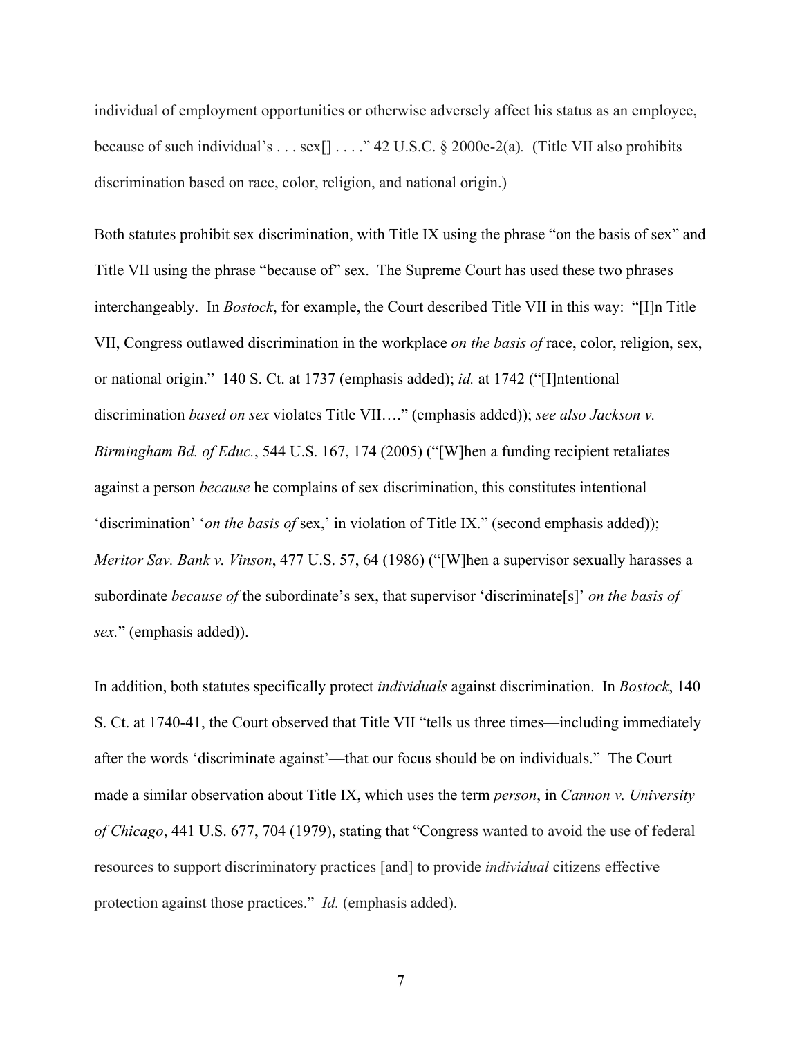individual of employment opportunities or otherwise adversely affect his status as an employee, because of such individual's . . . sex[] . . . ." 42 U.S.C. § 2000e-2(a). (Title VII also prohibits discrimination based on race, color, religion, and national origin.)

Both statutes prohibit sex discrimination, with Title IX using the phrase "on the basis of sex" and Title VII using the phrase "because of" sex. The Supreme Court has used these two phrases interchangeably. In *Bostock*, for example, the Court described Title VII in this way: "[I]n Title VII, Congress outlawed discrimination in the workplace *on the basis of* race, color, religion, sex, or national origin." 140 S. Ct. at 1737 (emphasis added); *id.* at 1742 ("[I]ntentional discrimination *based on sex* violates Title VII…." (emphasis added)); *see also Jackson v. Birmingham Bd. of Educ.*, 544 U.S. 167, 174 (2005) ("[W]hen a funding recipient retaliates against a person *because* he complains of sex discrimination, this constitutes intentional 'discrimination' '*on the basis of* sex,' in violation of Title IX." (second emphasis added)); *Meritor Sav. Bank v. Vinson*, 477 U.S. 57, 64 (1986) ("[W]hen a supervisor sexually harasses a subordinate *because of* the subordinate's sex, that supervisor 'discriminate[s]' *on the basis of sex.*" (emphasis added)).

In addition, both statutes specifically protect *individuals* against discrimination. In *Bostock*, 140 S. Ct. at 1740-41, the Court observed that Title VII "tells us three times—including immediately after the words 'discriminate against'—that our focus should be on individuals." The Court made a similar observation about Title IX, which uses the term *person*, in *Cannon v. University of Chicago*, 441 U.S. 677, 704 (1979), stating that "Congress wanted to avoid the use of federal resources to support discriminatory practices [and] to provide *individual* citizens effective protection against those practices." *Id.* (emphasis added).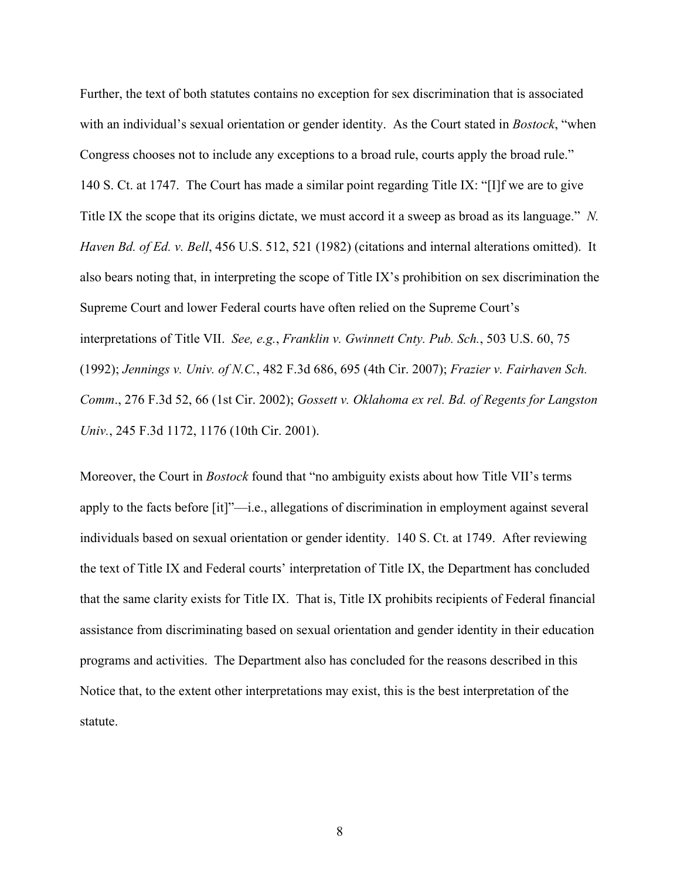Further, the text of both statutes contains no exception for sex discrimination that is associated with an individual's sexual orientation or gender identity. As the Court stated in *Bostock*, "when Congress chooses not to include any exceptions to a broad rule, courts apply the broad rule." 140 S. Ct. at 1747. The Court has made a similar point regarding Title IX: "[I]f we are to give Title IX the scope that its origins dictate, we must accord it a sweep as broad as its language." *N. Haven Bd. of Ed. v. Bell*, 456 U.S. 512, 521 (1982) (citations and internal alterations omitted). It also bears noting that, in interpreting the scope of Title IX's prohibition on sex discrimination the Supreme Court and lower Federal courts have often relied on the Supreme Court's interpretations of Title VII. *See, e.g.*, *Franklin v. Gwinnett Cnty. Pub. Sch.*, 503 U.S. 60, 75 (1992); *Jennings v. Univ. of N.C.*, 482 F.3d 686, 695 (4th Cir. 2007); *Frazier v. Fairhaven Sch. Comm*., 276 F.3d 52, 66 (1st Cir. 2002); *Gossett v. Oklahoma ex rel. Bd. of Regents for Langston Univ.*, 245 F.3d 1172, 1176 (10th Cir. 2001).

Moreover, the Court in *Bostock* found that "no ambiguity exists about how Title VII's terms apply to the facts before [it]"—i.e., allegations of discrimination in employment against several individuals based on sexual orientation or gender identity. 140 S. Ct. at 1749. After reviewing the text of Title IX and Federal courts' interpretation of Title IX, the Department has concluded that the same clarity exists for Title IX. That is, Title IX prohibits recipients of Federal financial assistance from discriminating based on sexual orientation and gender identity in their education programs and activities. The Department also has concluded for the reasons described in this Notice that, to the extent other interpretations may exist, this is the best interpretation of the statute.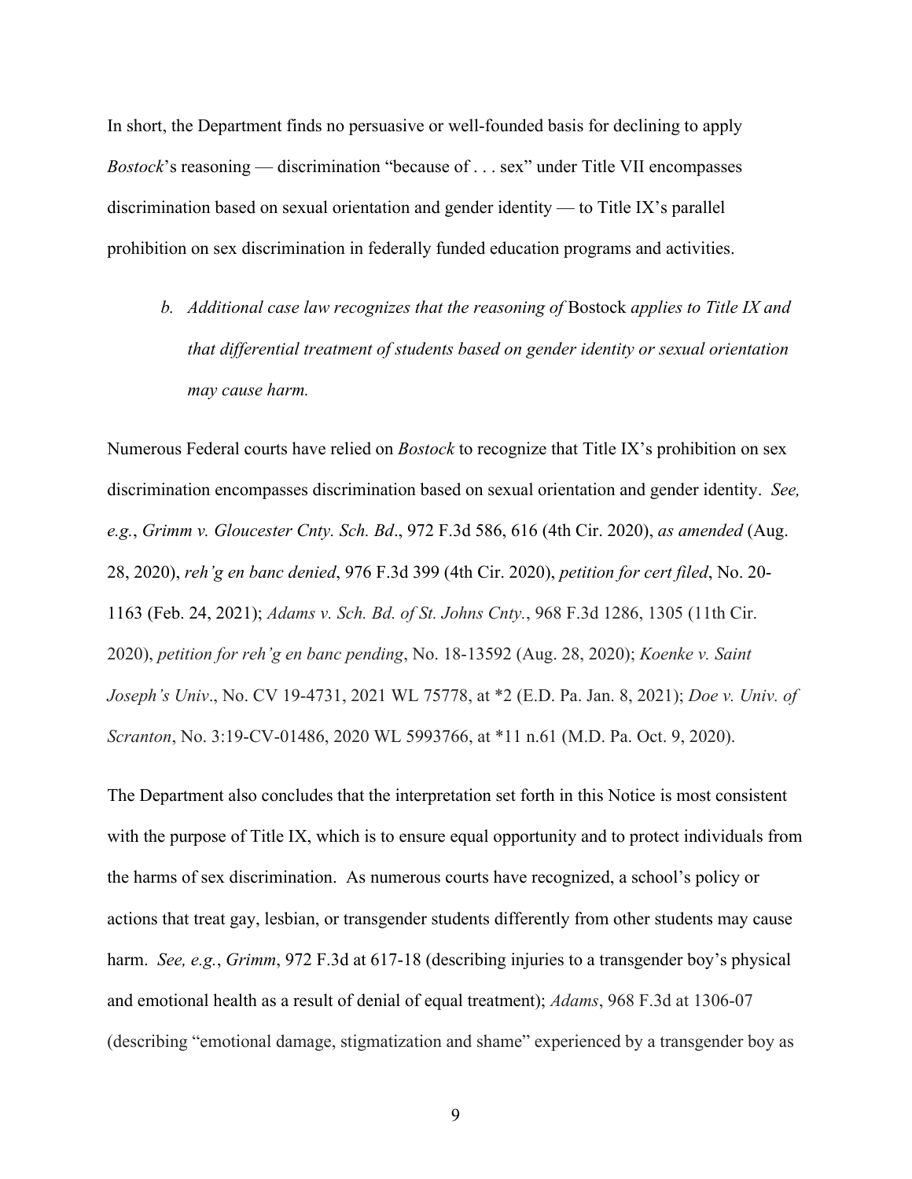In short, the Department finds no persuasive or well-founded basis for declining to apply *Bostock*'s reasoning — discrimination "because of . . . sex" under Title VII encompasses discrimination based on sexual orientation and gender identity — to Title IX's parallel prohibition on sex discrimination in federally funded education programs and activities.

*b. Additional case law recognizes that the reasoning of* Bostock *applies to Title IX and that differential treatment of students based on gender identity or sexual orientation may cause harm.*

Numerous Federal courts have relied on *Bostock* to recognize that Title IX's prohibition on sex discrimination encompasses discrimination based on sexual orientation and gender identity. *See, e.g.*, *Grimm v. Gloucester Cnty. Sch. Bd*., 972 F.3d 586, 616 (4th Cir. 2020), *as amended* (Aug. 28, 2020), *reh'g en banc denied*, 976 F.3d 399 (4th Cir. 2020), *petition for cert filed*, No. 20-1163 (Feb. 24, 2021); *Adams v. Sch. Bd. of St. Johns Cnty.*, 968 F.3d 1286, 1305 (11th Cir. 2020), *petition for reh'g en banc pending*, No. 18-13592 (Aug. 28, 2020); *Koenke v. Saint Joseph's Univ*., No. CV 19-4731, 2021 WL 75778, at *2 (E.D. Pa. Jan. 8, 2021); *Doe v. Univ. of Scranton*, No. 3:19-CV-01486, 2020 WL 5993766, at *11 n.61 (M.D. Pa. Oct. 9, 2020).

The Department also concludes that the interpretation set forth in this Notice is most consistent with the purpose of Title IX, which is to ensure equal opportunity and to protect individuals from the harms of sex discrimination. As numerous courts have recognized, a school's policy or actions that treat gay, lesbian, or transgender students differently from other students may cause harm. *See, e.g.*, *Grimm*, 972 F.3d at 617-18 (describing injuries to a transgender boy's physical and emotional health as a result of denial of equal treatment); *Adams*, 968 F.3d at 1306-07 (describing "emotional damage, stigmatization and shame" experienced by a transgender boy as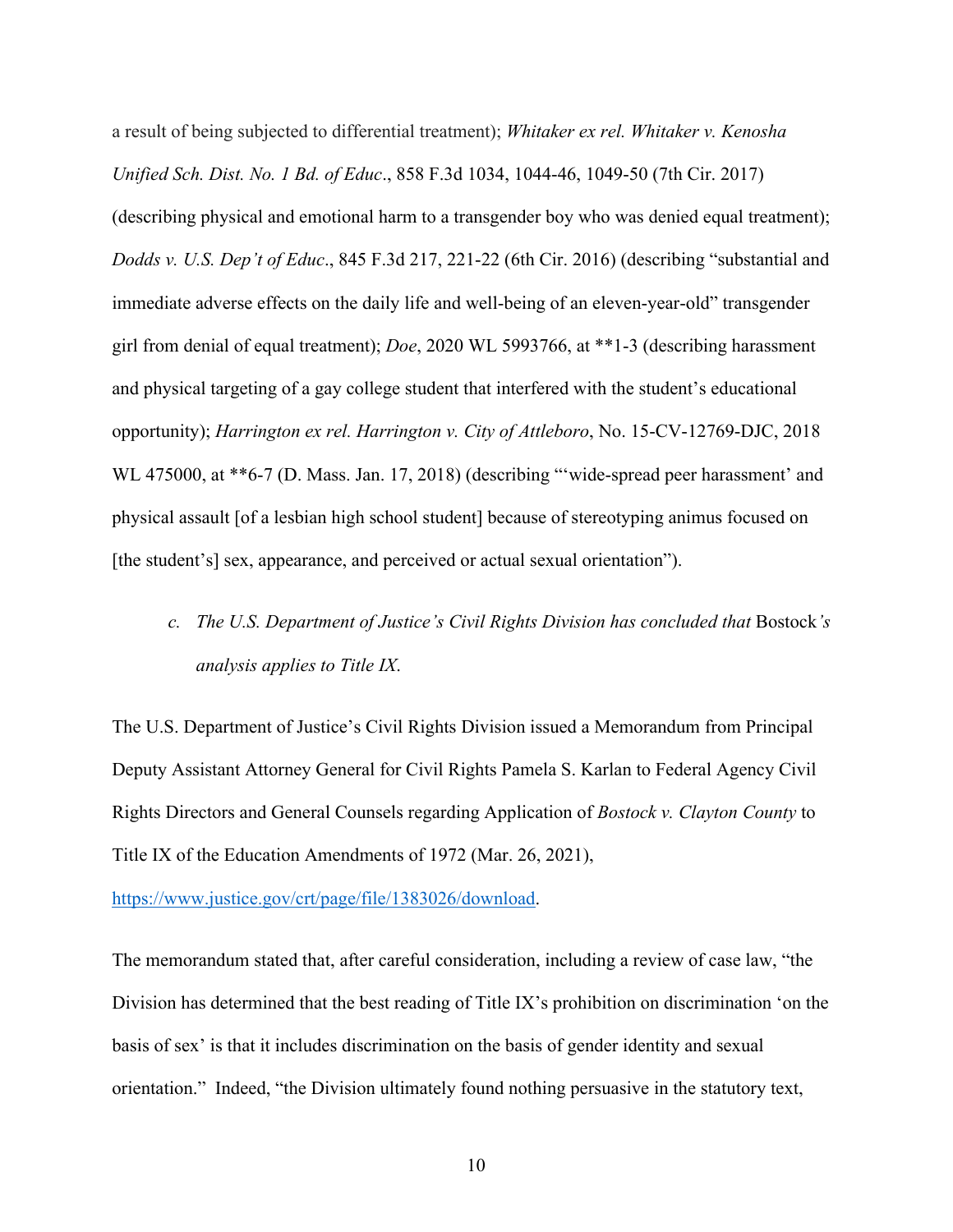a result of being subjected to differential treatment); *Whitaker ex rel. Whitaker v. Kenosha Unified Sch. Dist. No. 1 Bd. of Educ*., 858 F.3d 1034, 1044-46, 1049-50 (7th Cir. 2017) (describing physical and emotional harm to a transgender boy who was denied equal treatment); *Dodds v. U.S. Dep't of Educ*., 845 F.3d 217, 221-22 (6th Cir. 2016) (describing "substantial and immediate adverse effects on the daily life and well-being of an eleven-year-old" transgender girl from denial of equal treatment); *Doe*, 2020 WL 5993766, at **1-3 (describing harassment and physical targeting of a gay college student that interfered with the student's educational opportunity); *Harrington ex rel. Harrington v. City of Attleboro*, No. 15-CV-12769-DJC, 2018 WL 475000, at **6-7 (D. Mass. Jan. 17, 2018) (describing "'wide-spread peer harassment' and physical assault [of a lesbian high school student] because of stereotyping animus focused on [the student's] sex, appearance, and perceived or actual sexual orientation").

*c. The U.S. Department of Justice's Civil Rights Division has concluded that* Bostock*'s analysis applies to Title IX.*

The U.S. Department of Justice's Civil Rights Division issued a Memorandum from Principal Deputy Assistant Attorney General for Civil Rights Pamela S. Karlan to Federal Agency Civil Rights Directors and General Counsels regarding Application of *Bostock v. Clayton County* to Title IX of the Education Amendments of 1972 (Mar. 26, 2021), https://www.justice.gov/crt/page/file/1383026/download.

The memorandum stated that, after careful consideration, including a review of case law, "the Division has determined that the best reading of Title IX's prohibition on discrimination 'on the basis of sex' is that it includes discrimination on the basis of gender identity and sexual orientation." Indeed, "the Division ultimately found nothing persuasive in the statutory text,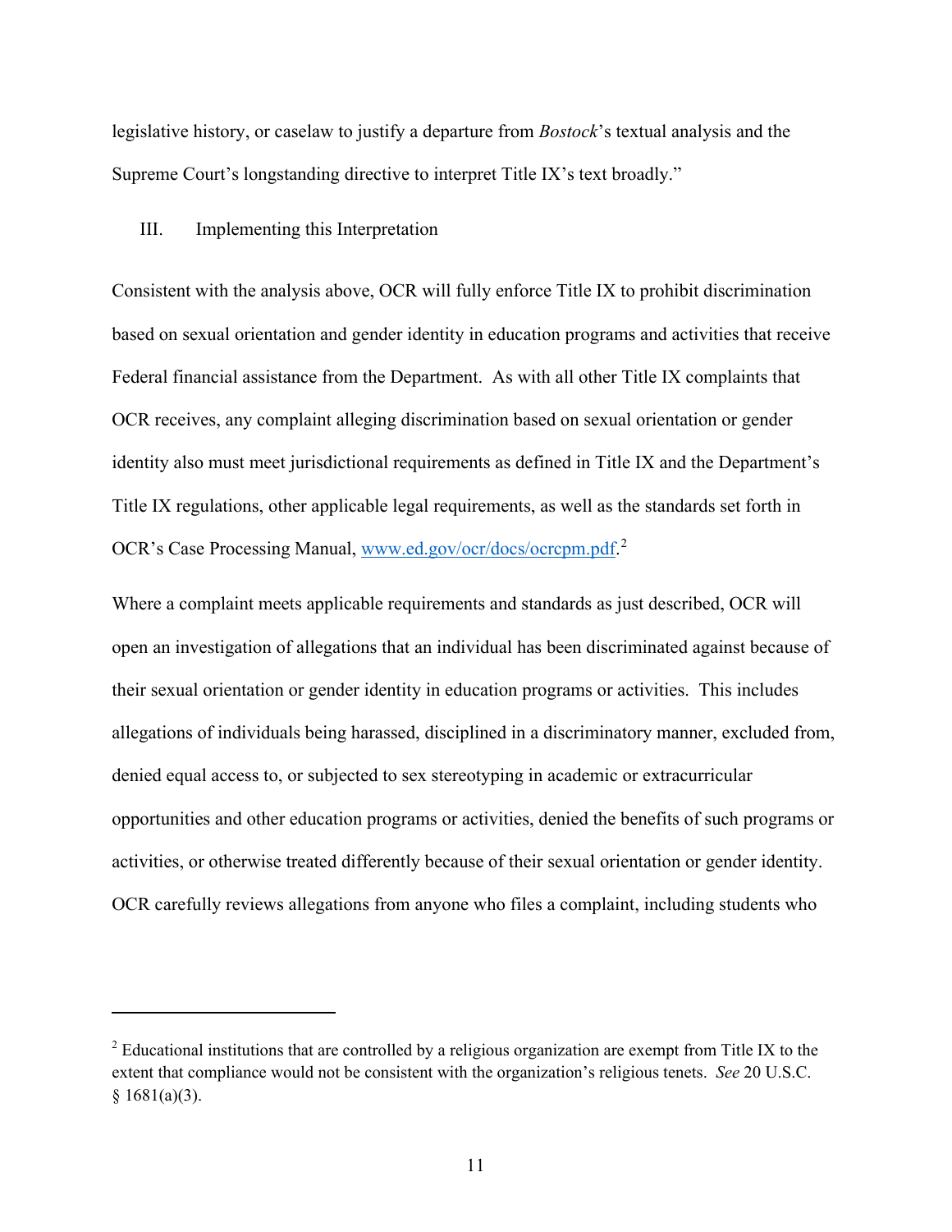legislative history, or caselaw to justify a departure from *Bostock*'s textual analysis and the Supreme Court's longstanding directive to interpret Title IX's text broadly."

## III. Implementing this Interpretation

Consistent with the analysis above, OCR will fully enforce Title IX to prohibit discrimination based on sexual orientation and gender identity in education programs and activities that receive Federal financial assistance from the Department. As with all other Title IX complaints that OCR receives, any complaint alleging discrimination based on sexual orientation or gender identity also must meet jurisdictional requirements as defined in Title IX and the Department's Title IX regulations, other applicable legal requirements, as well as the standards set forth in OCR's Case Processing Manual, [www.ed.gov/ocr/docs/ocrcpm.pdf](www.ed.gov/ocr/docs/ocrcpm.pdf).[2]

Where a complaint meets applicable requirements and standards as just described, OCR will open an investigation of allegations that an individual has been discriminated against because of their sexual orientation or gender identity in education programs or activities. This includes allegations of individuals being harassed, disciplined in a discriminatory manner, excluded from, denied equal access to, or subjected to sex stereotyping in academic or extracurricular opportunities and other education programs or activities, denied the benefits of such programs or activities, or otherwise treated differently because of their sexual orientation or gender identity. OCR carefully reviews allegations from anyone who files a complaint, including students who

---

[2] Educational institutions that are controlled by a religious organization are exempt from Title IX to the extent that compliance would not be consistent with the organization's religious tenets. *See* 20 U.S.C. § 1681(a)(3).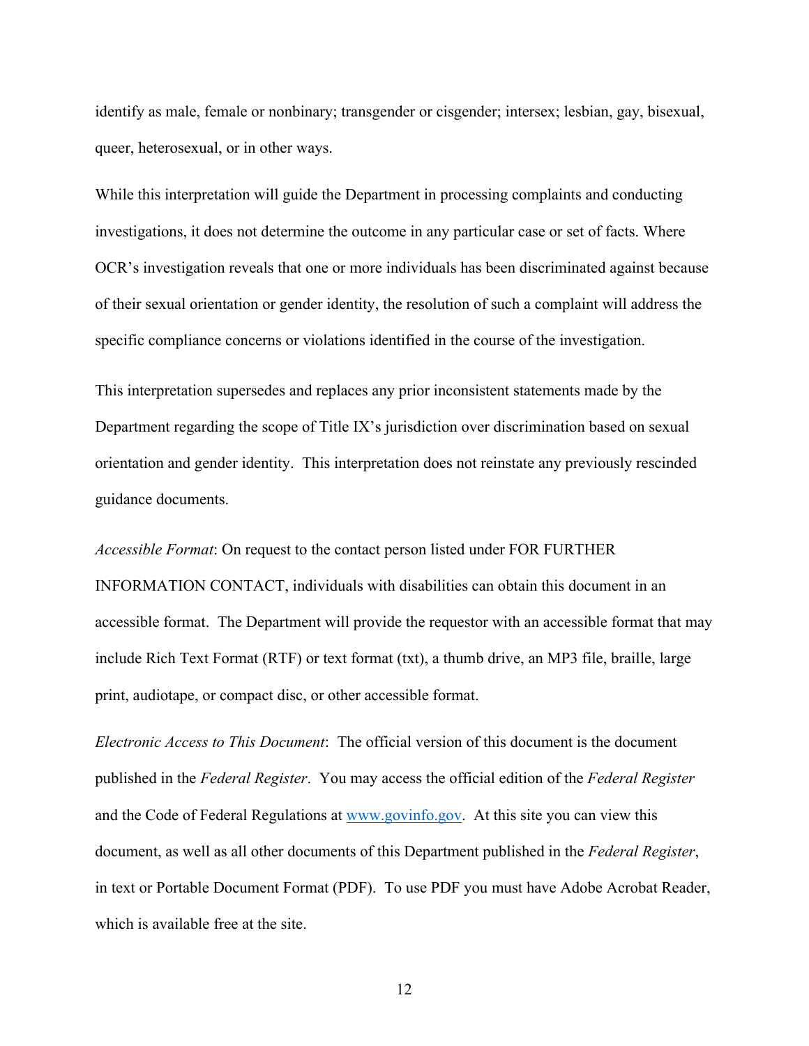identify as male, female or nonbinary; transgender or cisgender; intersex; lesbian, gay, bisexual, queer, heterosexual, or in other ways.

While this interpretation will guide the Department in processing complaints and conducting investigations, it does not determine the outcome in any particular case or set of facts. Where OCR's investigation reveals that one or more individuals has been discriminated against because of their sexual orientation or gender identity, the resolution of such a complaint will address the specific compliance concerns or violations identified in the course of the investigation.

This interpretation supersedes and replaces any prior inconsistent statements made by the Department regarding the scope of Title IX's jurisdiction over discrimination based on sexual orientation and gender identity. This interpretation does not reinstate any previously rescinded guidance documents.

*Accessible Format*: On request to the contact person listed under FOR FURTHER INFORMATION CONTACT, individuals with disabilities can obtain this document in an accessible format. The Department will provide the requestor with an accessible format that may include Rich Text Format (RTF) or text format (txt), a thumb drive, an MP3 file, braille, large print, audiotape, or compact disc, or other accessible format.

*Electronic Access to This Document*: The official version of this document is the document published in the *Federal Register*. You may access the official edition of the *Federal Register* and the Code of Federal Regulations at [www.govinfo.gov](http://www.govinfo.gov). At this site you can view this document, as well as all other documents of this Department published in the *Federal Register*, in text or Portable Document Format (PDF). To use PDF you must have Adobe Acrobat Reader, which is available free at the site.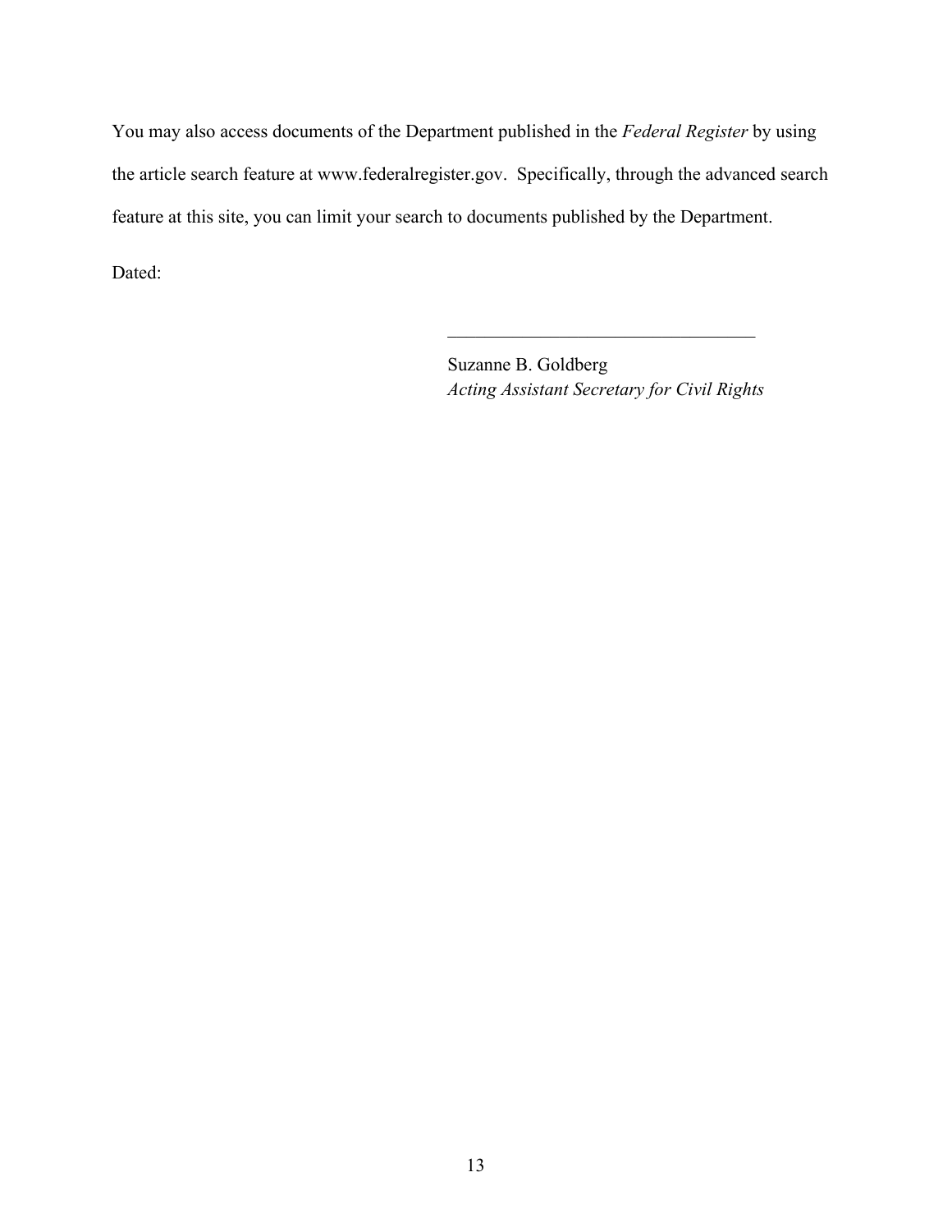You may also access documents of the Department published in the *Federal Register* by using the article search feature at www.federalregister.gov. Specifically, through the advanced search feature at this site, you can limit your search to documents published by the Department.

Dated:

\_\_\_\_\_\_\_\_\_\_\_\_\_\_\_\_\_\_\_\_\_\_\_\_\_\_\_\_\_\_\_\_\_\_\_

Suzanne B. Goldberg
*Acting Assistant Secretary for Civil Rights*